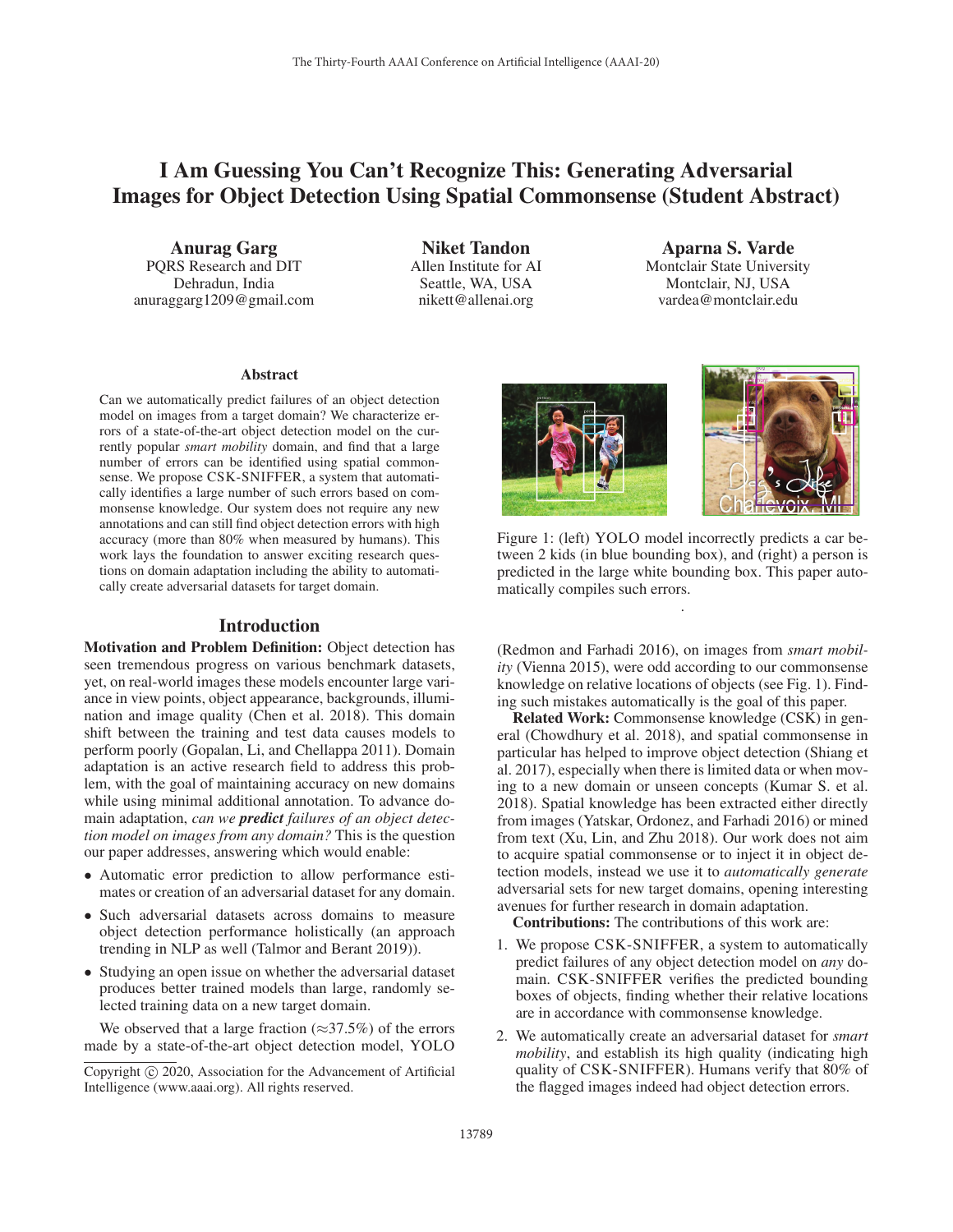# I Am Guessing You Can't Recognize This: Generating Adversarial Images for Object Detection Using Spatial Commonsense (Student Abstract)

**Anurag Garg**
PQRS Research and DIT
Dehradun, India
anuraggarg1209@gmail.com

**Niket Tandon**
Allen Institute for AI
Seattle, WA, USA
nikett@allenai.org

**Aparna S. Varde**
Montclair State University
Montclair, NJ, USA
vardea@montclair.edu

## Abstract

Can we automatically predict failures of an object detection model on images from a target domain? We characterize errors of a state-of-the-art object detection model on the currently popular *smart mobility* domain, and find that a large number of errors can be identified using spatial commonsense. We propose CSK-SNIFFER, a system that automatically identifies a large number of such errors based on commonsense knowledge. Our system does not require any new annotations and can still find object detection errors with high accuracy (more than 80% when measured by humans). This work lays the foundation to answer exciting research questions on domain adaptation including the ability to automatically create adversarial datasets for target domain.

## Introduction

**Motivation and Problem Definition:** Object detection has seen tremendous progress on various benchmark datasets, yet, on real-world images these models encounter large variance in view points, object appearance, backgrounds, illumination and image quality (Chen et al. 2018). This domain shift between the training and test data causes models to perform poorly (Gopalan, Li, and Chellappa 2011). Domain adaptation is an active research field to address this problem, with the goal of maintaining accuracy on new domains while using minimal additional annotation. To advance domain adaptation, *can we* ***predict*** *failures of an object detection model on images from any domain?* This is the question our paper addresses, answering which would enable:

- Automatic error prediction to allow performance estimates or creation of an adversarial dataset for any domain.
- Such adversarial datasets across domains to measure object detection performance holistically (an approach trending in NLP as well (Talmor and Berant 2019)).
- Studying an open issue on whether the adversarial dataset produces better trained models than large, randomly selected training data on a new target domain.

We observed that a large fraction ($\approx$37.5%) of the errors made by a state-of-the-art object detection model, YOLO (Redmon and Farhadi 2016), on images from *smart mobility* (Vienna 2015), were odd according to our commonsense knowledge on relative locations of objects (see Fig. 1). Finding such mistakes automatically is the goal of this paper.

Figure 1: (left) YOLO model incorrectly predicts a car between 2 kids (in blue bounding box), and (right) a person is predicted in the large white bounding box. This paper automatically compiles such errors.

**Related Work:** Commonsense knowledge (CSK) in general (Chowdhury et al. 2018), and spatial commonsense in particular has helped to improve object detection (Shiang et al. 2017), especially when there is limited data or when moving to a new domain or unseen concepts (Kumar S. et al. 2018). Spatial knowledge has been extracted either directly from images (Yatskar, Ordonez, and Farhadi 2016) or mined from text (Xu, Lin, and Zhu 2018). Our work does not aim to acquire spatial commonsense or to inject it in object detection models, instead we use it to *automatically generate* adversarial sets for new target domains, opening interesting avenues for further research in domain adaptation.

**Contributions:** The contributions of this work are:

1. We propose CSK-SNIFFER, a system to automatically predict failures of any object detection model on *any* domain. CSK-SNIFFER verifies the predicted bounding boxes of objects, finding whether their relative locations are in accordance with commonsense knowledge.
2. We automatically create an adversarial dataset for *smart mobility*, and establish its high quality (indicating high quality of CSK-SNIFFER). Humans verify that 80% of the flagged images indeed had object detection errors.

Copyright © 2020, Association for the Advancement of Artificial Intelligence (www.aaai.org). All rights reserved.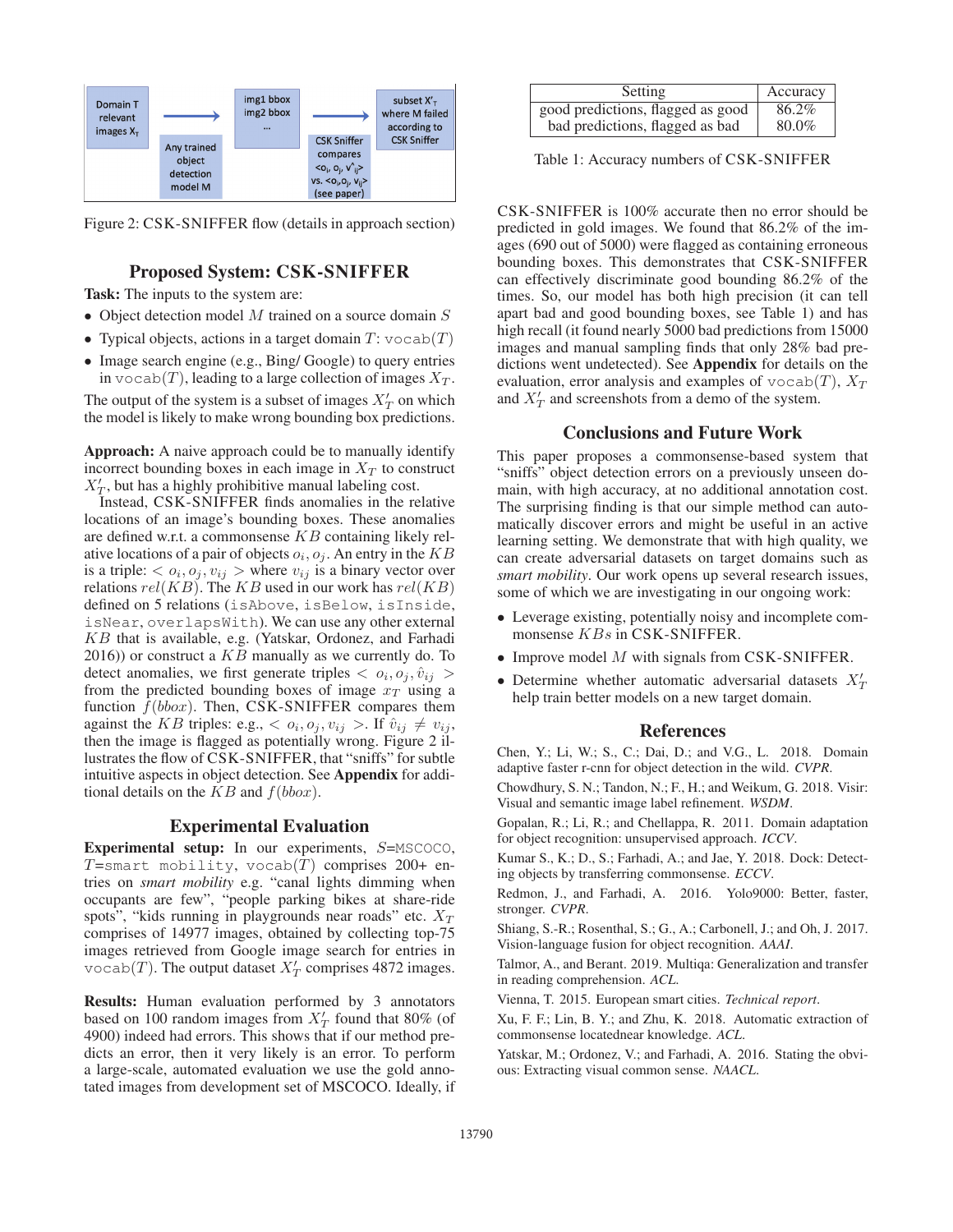Domain T relevant images $X_T$

Any trained object detection model M

img1 bbox
img2 bbox
...

CSK Sniffer compares $<o_i, o_j, v'_{ij}>$ vs. $<o_i, o_j, v_{ij}>$ (see paper)

subset $X'_T$ where M failed according to CSK Sniffer

Figure 2: CSK-SNIFFER flow (details in approach section)

## Proposed System: CSK-SNIFFER

**Task:** The inputs to the system are:

- Object detection model $M$ trained on a source domain $S$
- Typical objects, actions in a target domain $T$: $\texttt{vocab}(T)$
- Image search engine (e.g., Bing/ Google) to query entries in $\texttt{vocab}(T)$, leading to a large collection of images $X_T$.

The output of the system is a subset of images $X'_T$ on which the model is likely to make wrong bounding box predictions.

**Approach:** A naive approach could be to manually identify incorrect bounding boxes in each image in $X_T$ to construct $X'_T$, but has a highly prohibitive manual labeling cost.

Instead, CSK-SNIFFER finds anomalies in the relative locations of an image's bounding boxes. These anomalies are defined w.r.t. a commonsense $KB$ containing likely relative locations of a pair of objects $o_i, o_j$. An entry in the $KB$ is a triple: $< o_i, o_j, v_{ij} >$ where $v_{ij}$ is a binary vector over relations $rel(KB)$. The $KB$ used in our work has $rel(KB)$ defined on 5 relations (isAbove, isBelow, isInside, isNear, overlapsWith). We can use any other external $KB$ that is available, e.g. (Yatskar, Ordonez, and Farhadi 2016)) or construct a $KB$ manually as we currently do. To detect anomalies, we first generate triples $< o_i, o_j, \hat{v}_{ij} >$ from the predicted bounding boxes of image $x_T$ using a function $f(bbox)$. Then, CSK-SNIFFER compares them against the $KB$ triples: e.g., $< o_i, o_j, v_{ij} >$. If $\hat{v}_{ij} \neq v_{ij}$, then the image is flagged as potentially wrong. Figure 2 illustrates the flow of CSK-SNIFFER, that "sniffs" for subtle intuitive aspects in object detection. See **Appendix** for additional details on the $KB$ and $f(bbox)$.

## Experimental Evaluation

**Experimental setup:** In our experiments, $S$=MSCOCO, $T$=smart mobility, $\texttt{vocab}(T)$ comprises 200+ entries on *smart mobility* e.g. "canal lights dimming when occupants are few", "people parking bikes at share-ride spots", "kids running in playgrounds near roads" etc. $X_T$ comprises of 14977 images, obtained by collecting top-75 images retrieved from Google image search for entries in $\texttt{vocab}(T)$. The output dataset $X'_T$ comprises 4872 images.

**Results:** Human evaluation performed by 3 annotators based on 100 random images from $X'_T$ found that 80% (of 4900) indeed had errors. This shows that if our method predicts an error, then it very likely is an error. To perform a large-scale, automated evaluation we use the gold annotated images from development set of MSCOCO. Ideally, if CSK-SNIFFER is 100% accurate then no error should be predicted in gold images. We found that 86.2% of the images (690 out of 5000) were flagged as containing erroneous bounding boxes. This demonstrates that CSK-SNIFFER can effectively discriminate good bounding 86.2% of the times. So, our model has both high precision (it can tell apart bad and good bounding boxes, see Table 1) and has high recall (it found nearly 5000 bad predictions from 15000 images and manual sampling finds that only 28% bad predictions went undetected). See **Appendix** for details on the evaluation, error analysis and examples of $\texttt{vocab}(T)$, $X_T$ and $X'_T$ and screenshots from a demo of the system.

| Setting | Accuracy |
|---|---|
| good predictions, flagged as good | 86.2% |
| bad predictions, flagged as bad | 80.0% |

Table 1: Accuracy numbers of CSK-SNIFFER

## Conclusions and Future Work

This paper proposes a commonsense-based system that "sniffs" object detection errors on a previously unseen domain, with high accuracy, at no additional annotation cost. The surprising finding is that our simple method can automatically discover errors and might be useful in an active learning setting. We demonstrate that with high quality, we can create adversarial datasets on target domains such as *smart mobility*. Our work opens up several research issues, some of which we are investigating in our ongoing work:

- Leverage existing, potentially noisy and incomplete commonsense $KBs$ in CSK-SNIFFER.
- Improve model $M$ with signals from CSK-SNIFFER.
- Determine whether automatic adversarial datasets $X'_T$ help train better models on a new target domain.

## References

Chen, Y.; Li, W.; S., C.; Dai, D.; and V.G., L. 2018. Domain adaptive faster r-cnn for object detection in the wild. *CVPR*.

Chowdhury, S. N.; Tandon, N.; F., H.; and Weikum, G. 2018. Visir: Visual and semantic image label refinement. *WSDM*.

Gopalan, R.; Li, R.; and Chellappa, R. 2011. Domain adaptation for object recognition: unsupervised approach. *ICCV*.

Kumar S., K.; D., S.; Farhadi, A.; and Jae, Y. 2018. Dock: Detecting objects by transferring commonsense. *ECCV*.

Redmon, J., and Farhadi, A. 2016. Yolo9000: Better, faster, stronger. *CVPR*.

Shiang, S.-R.; Rosenthal, S.; G., A.; Carbonell, J.; and Oh, J. 2017. Vision-language fusion for object recognition. *AAAI*.

Talmor, A., and Berant. 2019. Multiqa: Generalization and transfer in reading comprehension. *ACL*.

Vienna, T. 2015. European smart cities. *Technical report*.

Xu, F. F.; Lin, B. Y.; and Zhu, K. 2018. Automatic extraction of commonsense locatednear knowledge. *ACL*.

Yatskar, M.; Ordonez, V.; and Farhadi, A. 2016. Stating the obvious: Extracting visual common sense. *NAACL*.